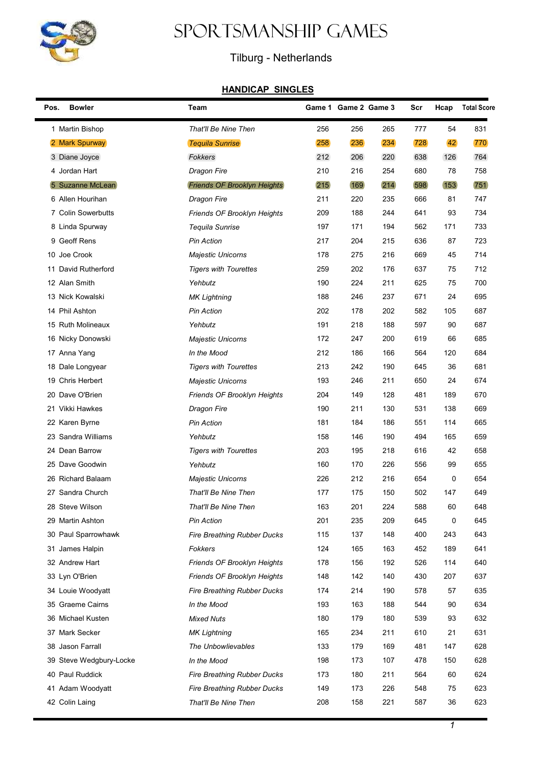# SPORTSMANSHIP GAMES

## Tilburg - Netherlands

### HANDICAP SINGLES

| Pos. | Bowler | Team | Game 1 | Game 2 | Game 3 | Scr | Hcap | Total Score |
|---|---|---|---|---|---|---|---|---|
| 1 | Martin Bishop | *That'll Be Nine Then* | 256 | 256 | 265 | 777 | 54 | 831 |
| 2 | Mark Spurway | *Tequila Sunrise* | 258 | 236 | 234 | 728 | 42 | 770 |
| 3 | Diane Joyce | *Fokkers* | 212 | 206 | 220 | 638 | 126 | 764 |
| 4 | Jordan Hart | *Dragon Fire* | 210 | 216 | 254 | 680 | 78 | 758 |
| 5 | Suzanne McLean | *Friends OF Brooklyn Heights* | 215 | 169 | 214 | 598 | 153 | 751 |
| 6 | Allen Hourihan | *Dragon Fire* | 211 | 220 | 235 | 666 | 81 | 747 |
| 7 | Colin Sowerbutts | *Friends OF Brooklyn Heights* | 209 | 188 | 244 | 641 | 93 | 734 |
| 8 | Linda Spurway | *Tequila Sunrise* | 197 | 171 | 194 | 562 | 171 | 733 |
| 9 | Geoff Rens | *Pin Action* | 217 | 204 | 215 | 636 | 87 | 723 |
| 10 | Joe Crook | *Majestic Unicorns* | 178 | 275 | 216 | 669 | 45 | 714 |
| 11 | David Rutherford | *Tigers with Tourettes* | 259 | 202 | 176 | 637 | 75 | 712 |
| 12 | Alan Smith | *Yehbutz* | 190 | 224 | 211 | 625 | 75 | 700 |
| 13 | Nick Kowalski | *MK Lightning* | 188 | 246 | 237 | 671 | 24 | 695 |
| 14 | Phil Ashton | *Pin Action* | 202 | 178 | 202 | 582 | 105 | 687 |
| 15 | Ruth Molineaux | *Yehbutz* | 191 | 218 | 188 | 597 | 90 | 687 |
| 16 | Nicky Donowski | *Majestic Unicorns* | 172 | 247 | 200 | 619 | 66 | 685 |
| 17 | Anna Yang | *In the Mood* | 212 | 186 | 166 | 564 | 120 | 684 |
| 18 | Dale Longyear | *Tigers with Tourettes* | 213 | 242 | 190 | 645 | 36 | 681 |
| 19 | Chris Herbert | *Majestic Unicorns* | 193 | 246 | 211 | 650 | 24 | 674 |
| 20 | Dave O'Brien | *Friends OF Brooklyn Heights* | 204 | 149 | 128 | 481 | 189 | 670 |
| 21 | Vikki Hawkes | *Dragon Fire* | 190 | 211 | 130 | 531 | 138 | 669 |
| 22 | Karen Byrne | *Pin Action* | 181 | 184 | 186 | 551 | 114 | 665 |
| 23 | Sandra Williams | *Yehbutz* | 158 | 146 | 190 | 494 | 165 | 659 |
| 24 | Dean Barrow | *Tigers with Tourettes* | 203 | 195 | 218 | 616 | 42 | 658 |
| 25 | Dave Goodwin | *Yehbutz* | 160 | 170 | 226 | 556 | 99 | 655 |
| 26 | Richard Balaam | *Majestic Unicorns* | 226 | 212 | 216 | 654 | 0 | 654 |
| 27 | Sandra Church | *That'll Be Nine Then* | 177 | 175 | 150 | 502 | 147 | 649 |
| 28 | Steve Wilson | *That'll Be Nine Then* | 163 | 201 | 224 | 588 | 60 | 648 |
| 29 | Martin Ashton | *Pin Action* | 201 | 235 | 209 | 645 | 0 | 645 |
| 30 | Paul Sparrowhawk | *Fire Breathing Rubber Ducks* | 115 | 137 | 148 | 400 | 243 | 643 |
| 31 | James Halpin | *Fokkers* | 124 | 165 | 163 | 452 | 189 | 641 |
| 32 | Andrew Hart | *Friends OF Brooklyn Heights* | 178 | 156 | 192 | 526 | 114 | 640 |
| 33 | Lyn O'Brien | *Friends OF Brooklyn Heights* | 148 | 142 | 140 | 430 | 207 | 637 |
| 34 | Louie Woodyatt | *Fire Breathing Rubber Ducks* | 174 | 214 | 190 | 578 | 57 | 635 |
| 35 | Graeme Cairns | *In the Mood* | 193 | 163 | 188 | 544 | 90 | 634 |
| 36 | Michael Kusten | *Mixed Nuts* | 180 | 179 | 180 | 539 | 93 | 632 |
| 37 | Mark Secker | *MK Lightning* | 165 | 234 | 211 | 610 | 21 | 631 |
| 38 | Jason Farrall | *The Unbowlievables* | 133 | 179 | 169 | 481 | 147 | 628 |
| 39 | Steve Wedgbury-Locke | *In the Mood* | 198 | 173 | 107 | 478 | 150 | 628 |
| 40 | Paul Ruddick | *Fire Breathing Rubber Ducks* | 173 | 180 | 211 | 564 | 60 | 624 |
| 41 | Adam Woodyatt | *Fire Breathing Rubber Ducks* | 149 | 173 | 226 | 548 | 75 | 623 |
| 42 | Colin Laing | *That'll Be Nine Then* | 208 | 158 | 221 | 587 | 36 | 623 |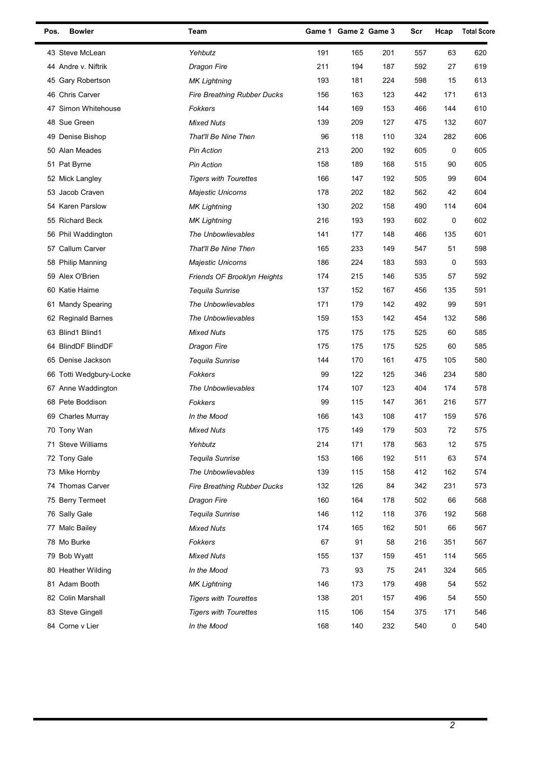| Pos. | Bowler | Team | Game 1 | Game 2 | Game 3 | Scr | Hcap | Total Score |
|---|---|---|---|---|---|---|---|---|
| 43 | Steve McLean | *Yehbutz* | 191 | 165 | 201 | 557 | 63 | 620 |
| 44 | Andre v. Niftrik | *Dragon Fire* | 211 | 194 | 187 | 592 | 27 | 619 |
| 45 | Gary Robertson | *MK Lightning* | 193 | 181 | 224 | 598 | 15 | 613 |
| 46 | Chris Carver | *Fire Breathing Rubber Ducks* | 156 | 163 | 123 | 442 | 171 | 613 |
| 47 | Simon Whitehouse | *Fokkers* | 144 | 169 | 153 | 466 | 144 | 610 |
| 48 | Sue Green | *Mixed Nuts* | 139 | 209 | 127 | 475 | 132 | 607 |
| 49 | Denise Bishop | *That'll Be Nine Then* | 96 | 118 | 110 | 324 | 282 | 606 |
| 50 | Alan Meades | *Pin Action* | 213 | 200 | 192 | 605 | 0 | 605 |
| 51 | Pat Byrne | *Pin Action* | 158 | 189 | 168 | 515 | 90 | 605 |
| 52 | Mick Langley | *Tigers with Tourettes* | 166 | 147 | 192 | 505 | 99 | 604 |
| 53 | Jacob Craven | *Majestic Unicorns* | 178 | 202 | 182 | 562 | 42 | 604 |
| 54 | Karen Parslow | *MK Lightning* | 130 | 202 | 158 | 490 | 114 | 604 |
| 55 | Richard Beck | *MK Lightning* | 216 | 193 | 193 | 602 | 0 | 602 |
| 56 | Phil Waddington | *The Unbowlievables* | 141 | 177 | 148 | 466 | 135 | 601 |
| 57 | Callum Carver | *That'll Be Nine Then* | 165 | 233 | 149 | 547 | 51 | 598 |
| 58 | Philip Manning | *Majestic Unicorns* | 186 | 224 | 183 | 593 | 0 | 593 |
| 59 | Alex O'Brien | *Friends OF Brooklyn Heights* | 174 | 215 | 146 | 535 | 57 | 592 |
| 60 | Katie Haime | *Tequila Sunrise* | 137 | 152 | 167 | 456 | 135 | 591 |
| 61 | Mandy Spearing | *The Unbowlievables* | 171 | 179 | 142 | 492 | 99 | 591 |
| 62 | Reginald Barnes | *The Unbowlievables* | 159 | 153 | 142 | 454 | 132 | 586 |
| 63 | Blind1 Blind1 | *Mixed Nuts* | 175 | 175 | 175 | 525 | 60 | 585 |
| 64 | BlindDF BlindDF | *Dragon Fire* | 175 | 175 | 175 | 525 | 60 | 585 |
| 65 | Denise Jackson | *Tequila Sunrise* | 144 | 170 | 161 | 475 | 105 | 580 |
| 66 | Totti Wedgbury-Locke | *Fokkers* | 99 | 122 | 125 | 346 | 234 | 580 |
| 67 | Anne Waddington | *The Unbowlievables* | 174 | 107 | 123 | 404 | 174 | 578 |
| 68 | Pete Boddison | *Fokkers* | 99 | 115 | 147 | 361 | 216 | 577 |
| 69 | Charles Murray | *In the Mood* | 166 | 143 | 108 | 417 | 159 | 576 |
| 70 | Tony Wan | *Mixed Nuts* | 175 | 149 | 179 | 503 | 72 | 575 |
| 71 | Steve Williams | *Yehbutz* | 214 | 171 | 178 | 563 | 12 | 575 |
| 72 | Tony Gale | *Tequila Sunrise* | 153 | 166 | 192 | 511 | 63 | 574 |
| 73 | Mike Hornby | *The Unbowlievables* | 139 | 115 | 158 | 412 | 162 | 574 |
| 74 | Thomas Carver | *Fire Breathing Rubber Ducks* | 132 | 126 | 84 | 342 | 231 | 573 |
| 75 | Berry Termeet | *Dragon Fire* | 160 | 164 | 178 | 502 | 66 | 568 |
| 76 | Sally Gale | *Tequila Sunrise* | 146 | 112 | 118 | 376 | 192 | 568 |
| 77 | Malc Bailey | *Mixed Nuts* | 174 | 165 | 162 | 501 | 66 | 567 |
| 78 | Mo Burke | *Fokkers* | 67 | 91 | 58 | 216 | 351 | 567 |
| 79 | Bob Wyatt | *Mixed Nuts* | 155 | 137 | 159 | 451 | 114 | 565 |
| 80 | Heather Wilding | *In the Mood* | 73 | 93 | 75 | 241 | 324 | 565 |
| 81 | Adam Booth | *MK Lightning* | 146 | 173 | 179 | 498 | 54 | 552 |
| 82 | Colin Marshall | *Tigers with Tourettes* | 138 | 201 | 157 | 496 | 54 | 550 |
| 83 | Steve Gingell | *Tigers with Tourettes* | 115 | 106 | 154 | 375 | 171 | 546 |
| 84 | Corne v Lier | *In the Mood* | 168 | 140 | 232 | 540 | 0 | 540 |